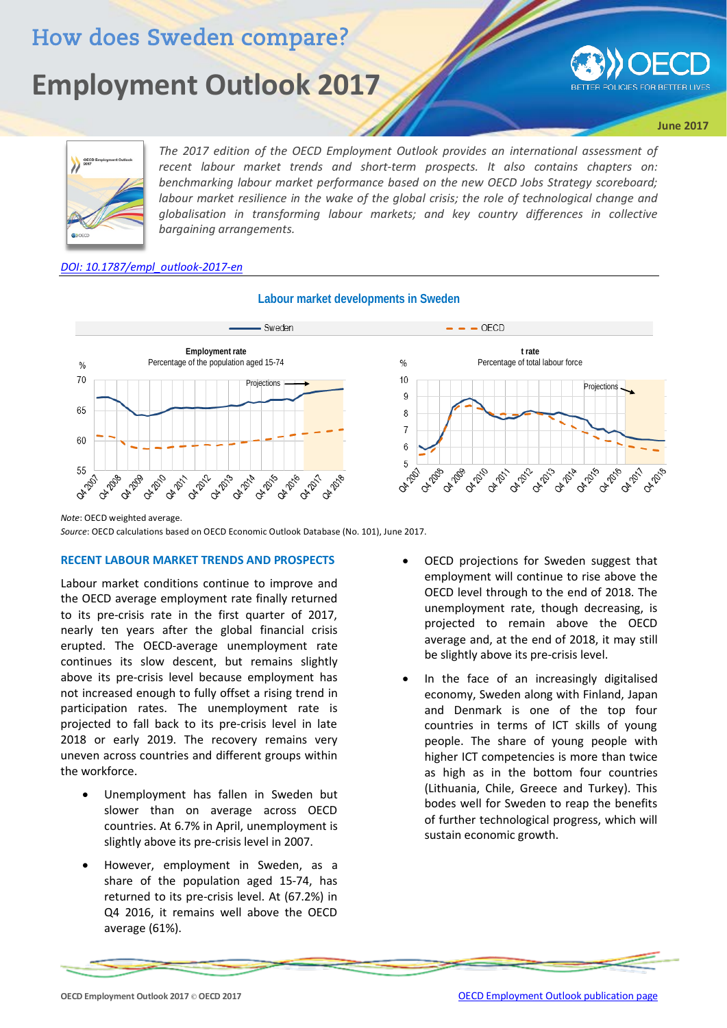# How does Sweden compare?

# Employment Outlook 2017

June 2017

*The 2017 edition of the OECD Employment Outlook provides an international assessment of recent labour market trends and short-term prospects. It also contains chapters on: benchmarking labour market performance based on the new OECD Jobs Strategy scoreboard; labour market resilience in the wake of the global crisis; the role of technological change and globalisation in transforming labour markets; and key country differences in collective bargaining arrangements.*

*DOI: 10.1787/empl_outlook-2017-en*

### Labour market developments in Sweden

Sweden — OECD

**Employment rate**
Percentage of the population aged 15-74

**t rate**
Percentage of total labour force

*Note*: OECD weighted average.
*Source*: OECD calculations based on OECD Economic Outlook Database (No. 101), June 2017.

## RECENT LABOUR MARKET TRENDS AND PROSPECTS

Labour market conditions continue to improve and the OECD average employment rate finally returned to its pre-crisis rate in the first quarter of 2017, nearly ten years after the global financial crisis erupted. The OECD-average unemployment rate continues its slow descent, but remains slightly above its pre-crisis level because employment has not increased enough to fully offset a rising trend in participation rates. The unemployment rate is projected to fall back to its pre-crisis level in late 2018 or early 2019. The recovery remains very uneven across countries and different groups within the workforce.

- Unemployment has fallen in Sweden but slower than on average across OECD countries. At 6.7% in April, unemployment is slightly above its pre-crisis level in 2007.
- However, employment in Sweden, as a share of the population aged 15-74, has returned to its pre-crisis level. At (67.2%) in Q4 2016, it remains well above the OECD average (61%).
- OECD projections for Sweden suggest that employment will continue to rise above the OECD level through to the end of 2018. The unemployment rate, though decreasing, is projected to remain above the OECD average and, at the end of 2018, it may still be slightly above its pre-crisis level.
- In the face of an increasingly digitalised economy, Sweden along with Finland, Japan and Denmark is one of the top four countries in terms of ICT skills of young people. The share of young people with higher ICT competencies is more than twice as high as in the bottom four countries (Lithuania, Chile, Greece and Turkey). This bodes well for Sweden to reap the benefits of further technological progress, which will sustain economic growth.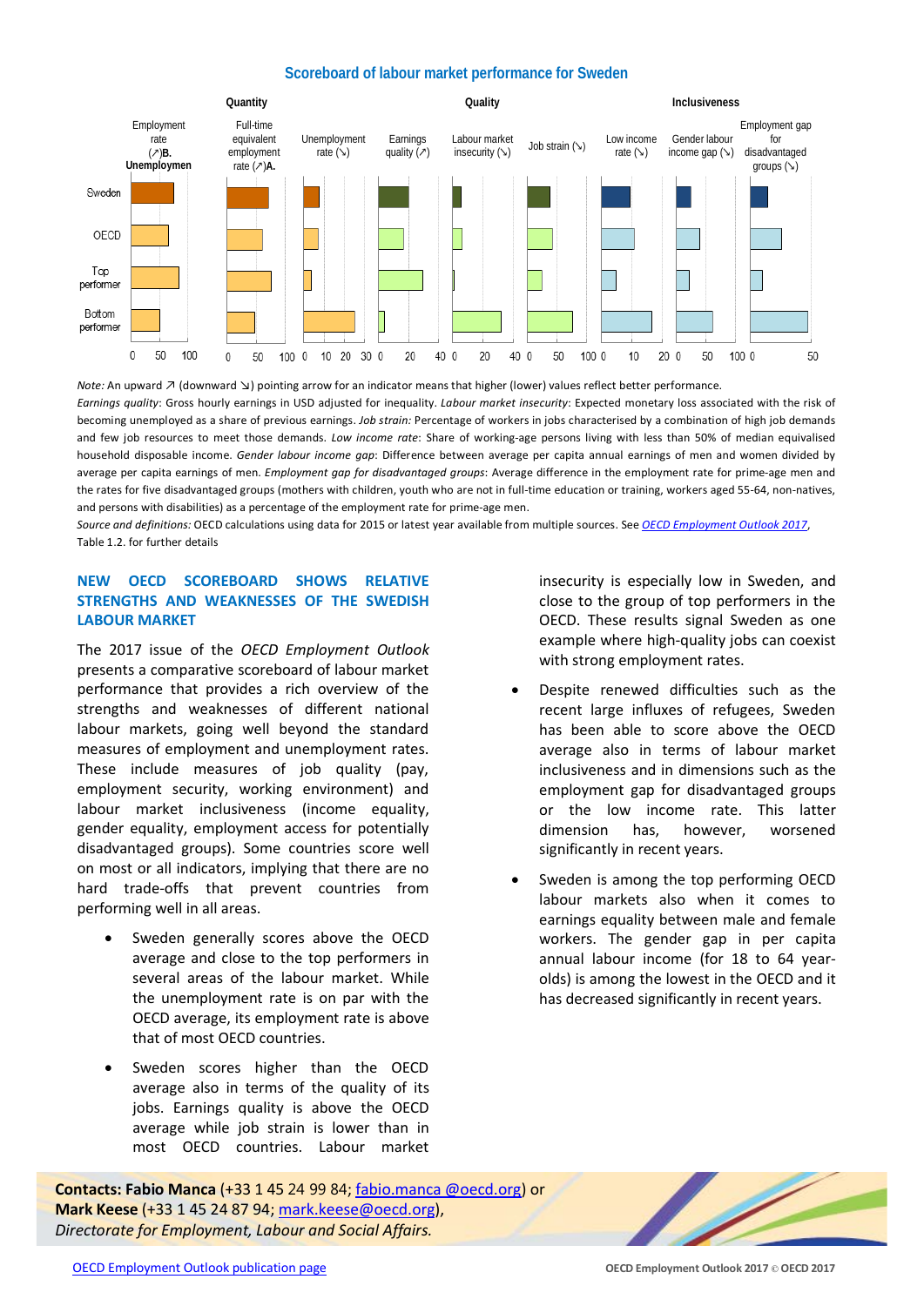### Scoreboard of labour market performance for Sweden

Quantity | Quality | Inclusiveness

Employment rate (↗)B. Unemploymen

Full-time equivalent employment rate (↗)A.

Unemployment rate (↘)

Earnings quality (↗)

Labour market insecurity (↘)

Job strain (↘)

Low income rate (↘)

Gender labour income gap (↘)

Employment gap for disadvantaged groups (↘)

Sweden

OECD

Top performer

Bottom performer

0 50 100 | 0 50 100 | 0 10 20 30 | 0 20 40 | 0 20 40 | 0 50 100 | 0 10 20 | 0 50 100 | 0 50

*Note:* An upward ↗ (downward ↘) pointing arrow for an indicator means that higher (lower) values reflect better performance.

*Earnings quality*: Gross hourly earnings in USD adjusted for inequality. *Labour market insecurity*: Expected monetary loss associated with the risk of becoming unemployed as a share of previous earnings. *Job strain:* Percentage of workers in jobs characterised by a combination of high job demands and few job resources to meet those demands. *Low income rate*: Share of working-age persons living with less than 50% of median equivalised household disposable income. *Gender labour income gap*: Difference between average per capita annual earnings of men and women divided by average per capita earnings of men. *Employment gap for disadvantaged groups*: Average difference in the employment rate for prime-age men and the rates for five disadvantaged groups (mothers with children, youth who are not in full-time education or training, workers aged 55-64, non-natives, and persons with disabilities) as a percentage of the employment rate for prime-age men.

*Source and definitions:* OECD calculations using data for 2015 or latest year available from multiple sources. See *OECD Employment Outlook 2017*, Table 1.2. for further details

## NEW OECD SCOREBOARD SHOWS RELATIVE STRENGTHS AND WEAKNESSES OF THE SWEDISH LABOUR MARKET

The 2017 issue of the *OECD Employment Outlook* presents a comparative scoreboard of labour market performance that provides a rich overview of the strengths and weaknesses of different national labour markets, going well beyond the standard measures of employment and unemployment rates. These include measures of job quality (pay, employment security, working environment) and labour market inclusiveness (income equality, gender equality, employment access for potentially disadvantaged groups). Some countries score well on most or all indicators, implying that there are no hard trade-offs that prevent countries from performing well in all areas.

- Sweden generally scores above the OECD average and close to the top performers in several areas of the labour market. While the unemployment rate is on par with the OECD average, its employment rate is above that of most OECD countries.

- Sweden scores higher than the OECD average also in terms of the quality of its jobs. Earnings quality is above the OECD average while job strain is lower than in most OECD countries. Labour market insecurity is especially low in Sweden, and close to the group of top performers in the OECD. These results signal Sweden as one example where high-quality jobs can coexist with strong employment rates.

- Despite renewed difficulties such as the recent large influxes of refugees, Sweden has been able to score above the OECD average also in terms of labour market inclusiveness and in dimensions such as the employment gap for disadvantaged groups or the low income rate. This latter dimension has, however, worsened significantly in recent years.

- Sweden is among the top performing OECD labour markets also when it comes to earnings equality between male and female workers. The gender gap in per capita annual labour income (for 18 to 64 year-olds) is among the lowest in the OECD and it has decreased significantly in recent years.

**Contacts: Fabio Manca** (+33 1 45 24 99 84; fabio.manca @oecd.org) or **Mark Keese** (+33 1 45 24 87 94; mark.keese@oecd.org), *Directorate for Employment, Labour and Social Affairs.*

OECD Employment Outlook publication page